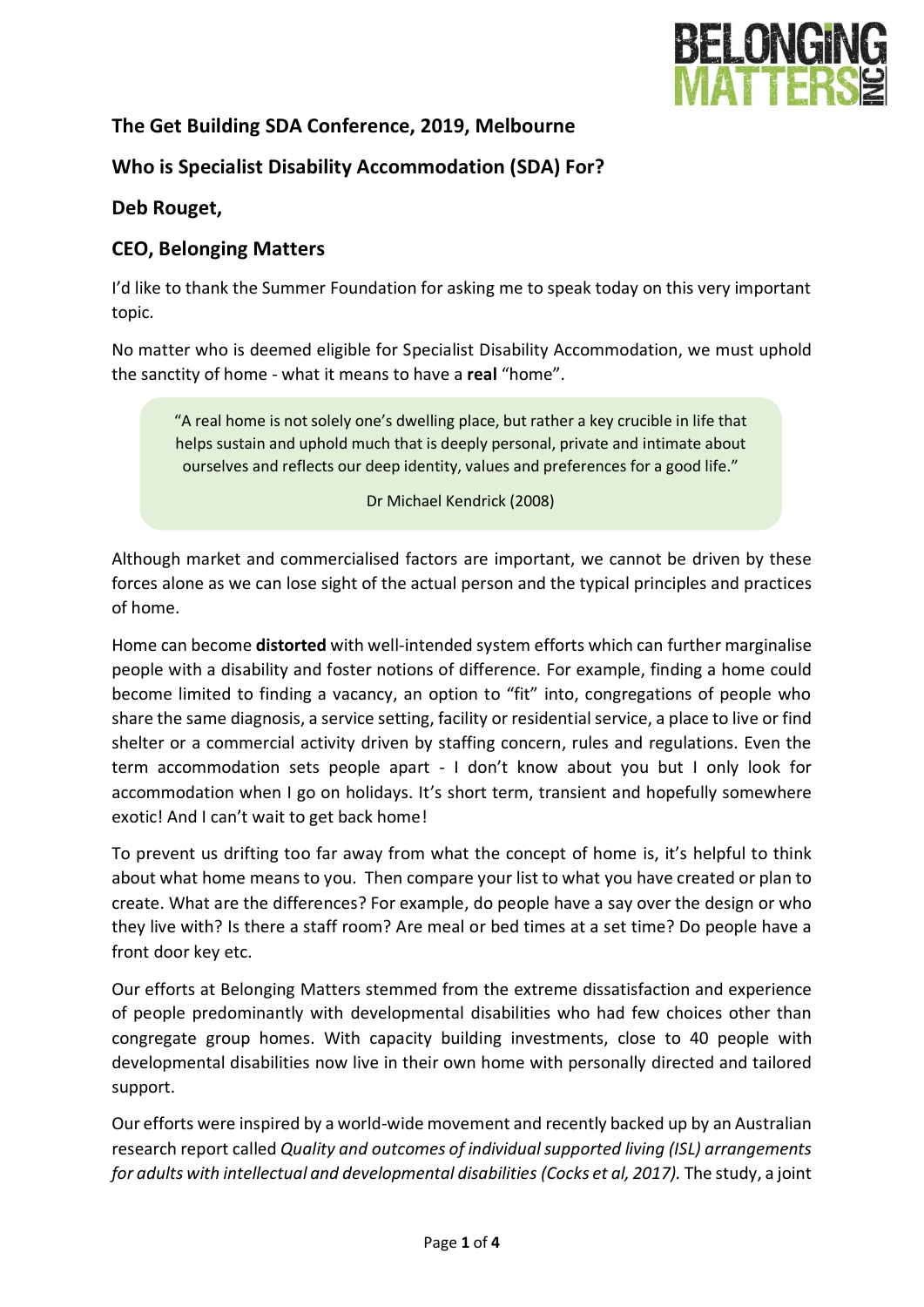**The Get Building SDA Conference, 2019, Melbourne**

**Who is Specialist Disability Accommodation (SDA) For?**

**Deb Rouget,**

**CEO, Belonging Matters**

I'd like to thank the Summer Foundation for asking me to speak today on this very important topic.

No matter who is deemed eligible for Specialist Disability Accommodation, we must uphold the sanctity of home - what it means to have a **real** "home".

> "A real home is not solely one's dwelling place, but rather a key crucible in life that helps sustain and uphold much that is deeply personal, private and intimate about ourselves and reflects our deep identity, values and preferences for a good life."
>
> Dr Michael Kendrick (2008)

Although market and commercialised factors are important, we cannot be driven by these forces alone as we can lose sight of the actual person and the typical principles and practices of home.

Home can become **distorted** with well-intended system efforts which can further marginalise people with a disability and foster notions of difference. For example, finding a home could become limited to finding a vacancy, an option to "fit" into, congregations of people who share the same diagnosis, a service setting, facility or residential service, a place to live or find shelter or a commercial activity driven by staffing concern, rules and regulations. Even the term accommodation sets people apart - I don't know about you but I only look for accommodation when I go on holidays. It's short term, transient and hopefully somewhere exotic! And I can't wait to get back home!

To prevent us drifting too far away from what the concept of home is, it's helpful to think about what home means to you. Then compare your list to what you have created or plan to create. What are the differences? For example, do people have a say over the design or who they live with? Is there a staff room? Are meal or bed times at a set time? Do people have a front door key etc.

Our efforts at Belonging Matters stemmed from the extreme dissatisfaction and experience of people predominantly with developmental disabilities who had few choices other than congregate group homes. With capacity building investments, close to 40 people with developmental disabilities now live in their own home with personally directed and tailored support.

Our efforts were inspired by a world-wide movement and recently backed up by an Australian research report called *Quality and outcomes of individual supported living (ISL) arrangements for adults with intellectual and developmental disabilities (Cocks et al, 2017).* The study, a joint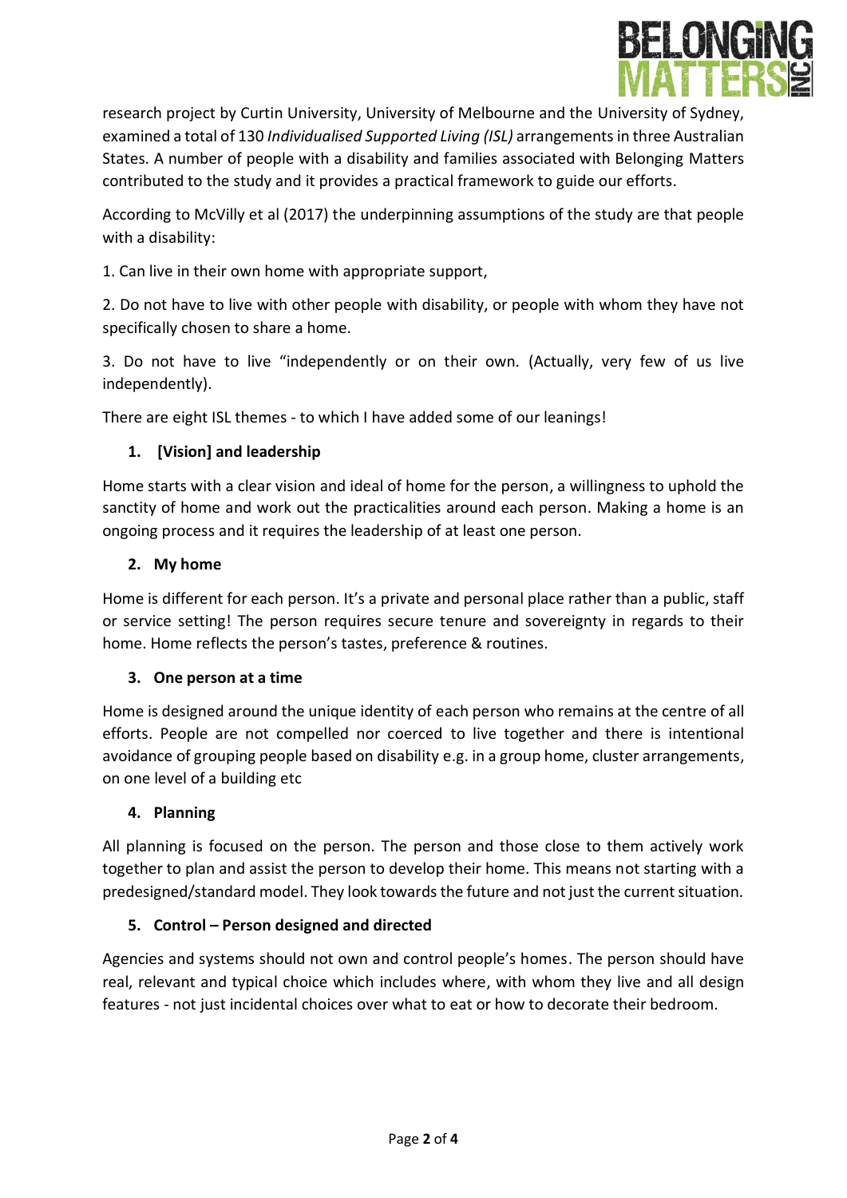research project by Curtin University, University of Melbourne and the University of Sydney, examined a total of 130 *Individualised Supported Living (ISL)* arrangements in three Australian States. A number of people with a disability and families associated with Belonging Matters contributed to the study and it provides a practical framework to guide our efforts.

According to McVilly et al (2017) the underpinning assumptions of the study are that people with a disability:

1. Can live in their own home with appropriate support,

2. Do not have to live with other people with disability, or people with whom they have not specifically chosen to share a home.

3. Do not have to live "independently or on their own. (Actually, very few of us live independently).

There are eight ISL themes - to which I have added some of our leanings!

1. **[Vision] and leadership**

Home starts with a clear vision and ideal of home for the person, a willingness to uphold the sanctity of home and work out the practicalities around each person. Making a home is an ongoing process and it requires the leadership of at least one person.

2. **My home**

Home is different for each person. It's a private and personal place rather than a public, staff or service setting! The person requires secure tenure and sovereignty in regards to their home. Home reflects the person's tastes, preference & routines.

3. **One person at a time**

Home is designed around the unique identity of each person who remains at the centre of all efforts. People are not compelled nor coerced to live together and there is intentional avoidance of grouping people based on disability e.g. in a group home, cluster arrangements, on one level of a building etc

4. **Planning**

All planning is focused on the person. The person and those close to them actively work together to plan and assist the person to develop their home. This means not starting with a predesigned/standard model. They look towards the future and not just the current situation.

5. **Control – Person designed and directed**

Agencies and systems should not own and control people's homes. The person should have real, relevant and typical choice which includes where, with whom they live and all design features - not just incidental choices over what to eat or how to decorate their bedroom.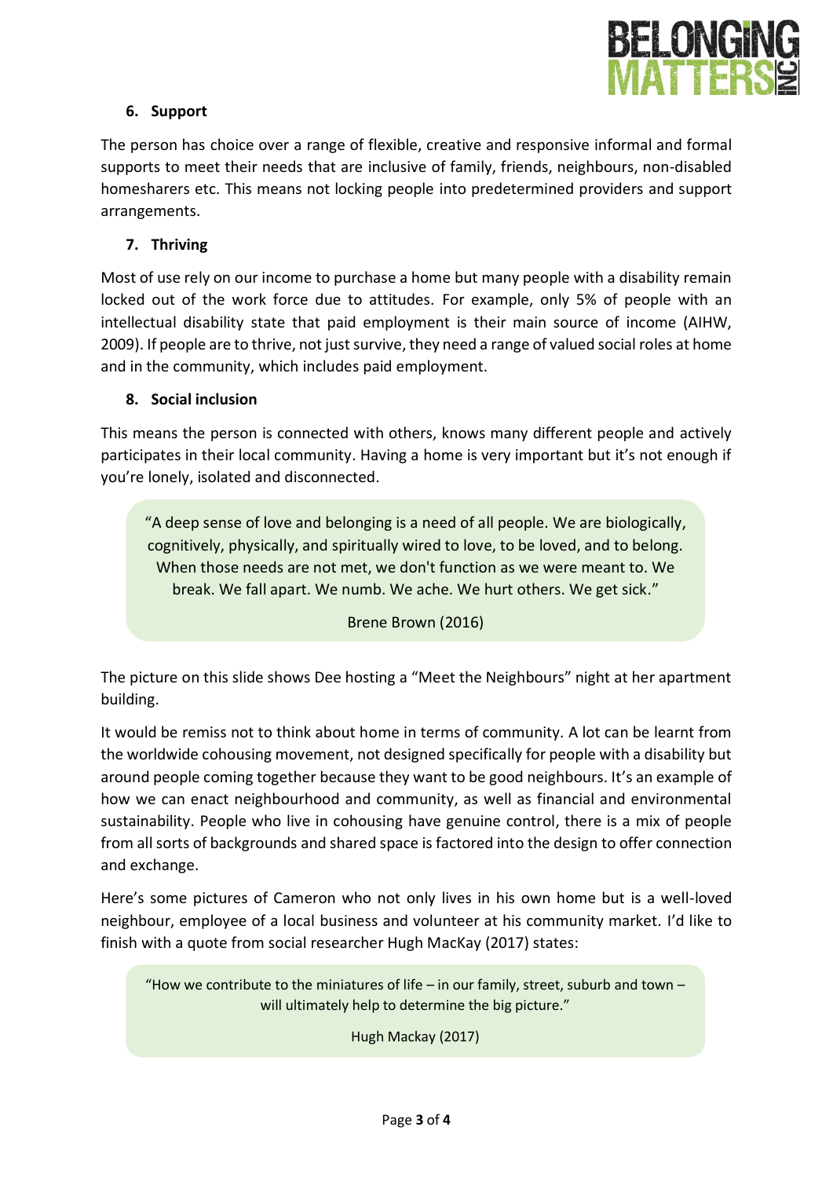### 6. Support

The person has choice over a range of flexible, creative and responsive informal and formal supports to meet their needs that are inclusive of family, friends, neighbours, non-disabled homesharers etc. This means not locking people into predetermined providers and support arrangements.

### 7. Thriving

Most of use rely on our income to purchase a home but many people with a disability remain locked out of the work force due to attitudes. For example, only 5% of people with an intellectual disability state that paid employment is their main source of income (AIHW, 2009). If people are to thrive, not just survive, they need a range of valued social roles at home and in the community, which includes paid employment.

### 8. Social inclusion

This means the person is connected with others, knows many different people and actively participates in their local community. Having a home is very important but it's not enough if you're lonely, isolated and disconnected.

> "A deep sense of love and belonging is a need of all people. We are biologically, cognitively, physically, and spiritually wired to love, to be loved, and to belong. When those needs are not met, we don't function as we were meant to. We break. We fall apart. We numb. We ache. We hurt others. We get sick."
>
> Brene Brown (2016)

The picture on this slide shows Dee hosting a "Meet the Neighbours" night at her apartment building.

It would be remiss not to think about home in terms of community. A lot can be learnt from the worldwide cohousing movement, not designed specifically for people with a disability but around people coming together because they want to be good neighbours. It's an example of how we can enact neighbourhood and community, as well as financial and environmental sustainability. People who live in cohousing have genuine control, there is a mix of people from all sorts of backgrounds and shared space is factored into the design to offer connection and exchange.

Here's some pictures of Cameron who not only lives in his own home but is a well-loved neighbour, employee of a local business and volunteer at his community market. I'd like to finish with a quote from social researcher Hugh MacKay (2017) states:

> "How we contribute to the miniatures of life – in our family, street, suburb and town – will ultimately help to determine the big picture."
>
> Hugh Mackay (2017)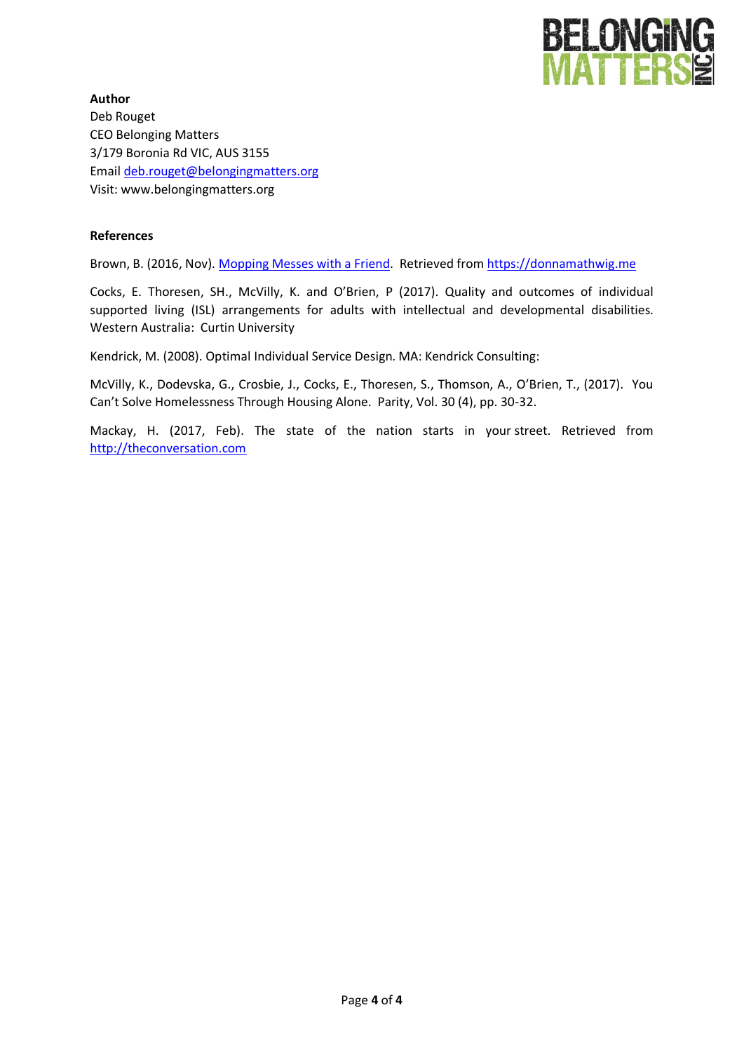**Author**

Deb Rouget
CEO Belonging Matters
3/179 Boronia Rd VIC, AUS 3155
Email deb.rouget@belongingmatters.org
Visit: www.belongingmatters.org

**References**

Brown, B. (2016, Nov). Mopping Messes with a Friend. Retrieved from https://donnamathwig.me

Cocks, E. Thoresen, SH., McVilly, K. and O'Brien, P (2017). Quality and outcomes of individual supported living (ISL) arrangements for adults with intellectual and developmental disabilities. Western Australia: Curtin University

Kendrick, M. (2008). Optimal Individual Service Design. MA: Kendrick Consulting:

McVilly, K., Dodevska, G., Crosbie, J., Cocks, E., Thoresen, S., Thomson, A., O'Brien, T., (2017). You Can't Solve Homelessness Through Housing Alone. Parity, Vol. 30 (4), pp. 30-32.

Mackay, H. (2017, Feb). The state of the nation starts in your street. Retrieved from http://theconversation.com